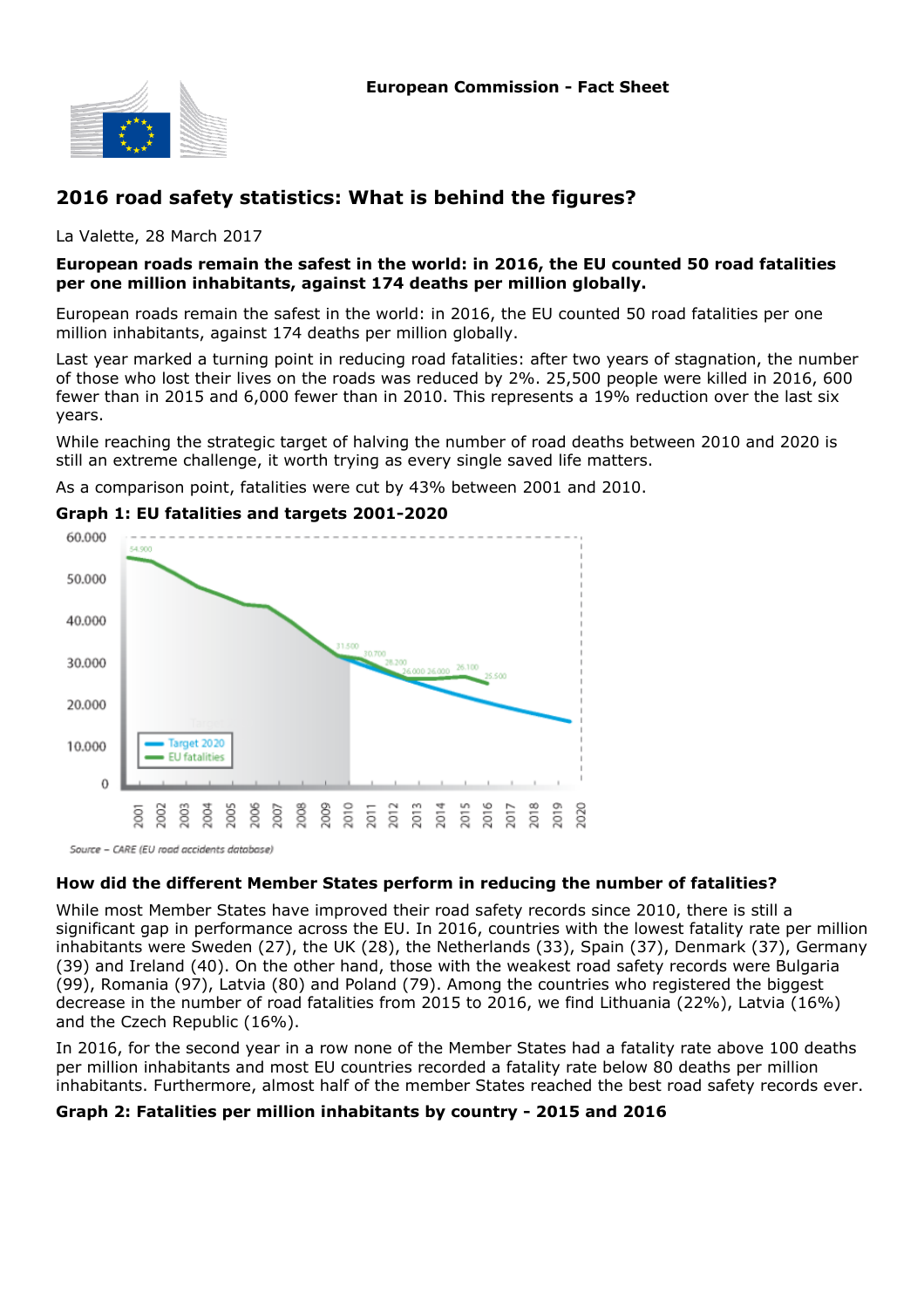European Commission - Fact Sheet

# 2016 road safety statistics: What is behind the figures?

La Valette, 28 March 2017

**European roads remain the safest in the world: in 2016, the EU counted 50 road fatalities per one million inhabitants, against 174 deaths per million globally.**

European roads remain the safest in the world: in 2016, the EU counted 50 road fatalities per one million inhabitants, against 174 deaths per million globally.

Last year marked a turning point in reducing road fatalities: after two years of stagnation, the number of those who lost their lives on the roads was reduced by 2%. 25,500 people were killed in 2016, 600 fewer than in 2015 and 6,000 fewer than in 2010. This represents a 19% reduction over the last six years.

While reaching the strategic target of halving the number of road deaths between 2010 and 2020 is still an extreme challenge, it worth trying as every single saved life matters.

As a comparison point, fatalities were cut by 43% between 2001 and 2010.

**Graph 1: EU fatalities and targets 2001-2020**

Source – CARE (EU road accidents database)

## How did the different Member States perform in reducing the number of fatalities?

While most Member States have improved their road safety records since 2010, there is still a significant gap in performance across the EU. In 2016, countries with the lowest fatality rate per million inhabitants were Sweden (27), the UK (28), the Netherlands (33), Spain (37), Denmark (37), Germany (39) and Ireland (40). On the other hand, those with the weakest road safety records were Bulgaria (99), Romania (97), Latvia (80) and Poland (79). Among the countries who registered the biggest decrease in the number of road fatalities from 2015 to 2016, we find Lithuania (22%), Latvia (16%) and the Czech Republic (16%).

In 2016, for the second year in a row none of the Member States had a fatality rate above 100 deaths per million inhabitants and most EU countries recorded a fatality rate below 80 deaths per million inhabitants. Furthermore, almost half of the member States reached the best road safety records ever.

**Graph 2: Fatalities per million inhabitants by country - 2015 and 2016**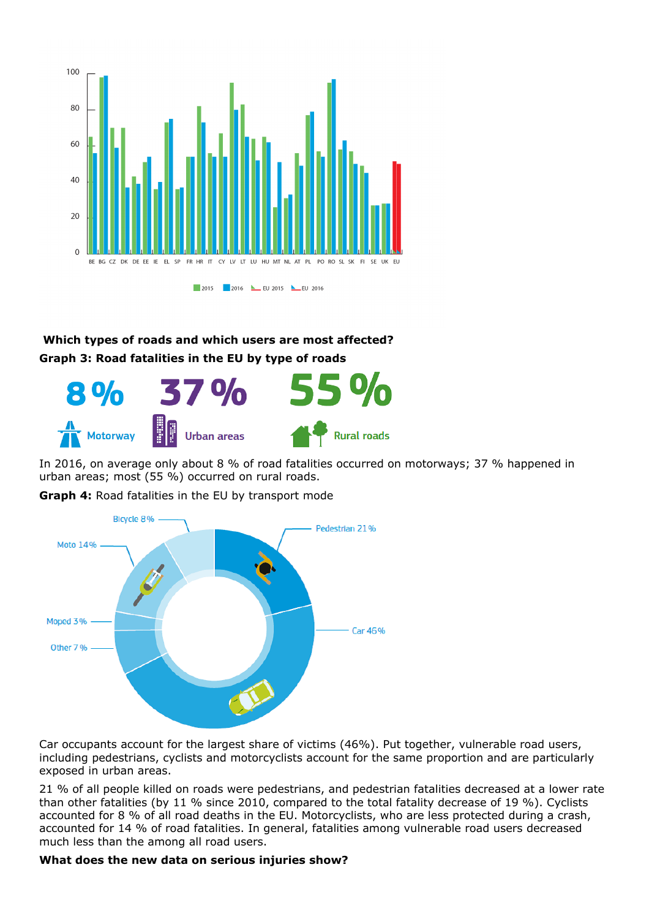100
80
60
40
20
0

BE BG CZ DK DE EE IE EL SP FR HR IT CY LV LT LU HU MT NL AT PL PO RO SL SK FI SE UK EU

2015 2016 EU 2015 EU 2016

**Which types of roads and which users are most affected?**

**Graph 3: Road fatalities in the EU by type of roads**

8 % Motorway

37 % Urban areas

55 % Rural roads

In 2016, on average only about 8 % of road fatalities occurred on motorways; 37 % happened in urban areas; most (55 %) occurred on rural roads.

**Graph 4:** Road fatalities in the EU by transport mode

Bicycle 8%

Pedestrian 21%

Moto 14%

Moped 3%

Car 46%

Other 7%

Car occupants account for the largest share of victims (46%). Put together, vulnerable road users, including pedestrians, cyclists and motorcyclists account for the same proportion and are particularly exposed in urban areas.

21 % of all people killed on roads were pedestrians, and pedestrian fatalities decreased at a lower rate than other fatalities (by 11 % since 2010, compared to the total fatality decrease of 19 %). Cyclists accounted for 8 % of all road deaths in the EU. Motorcyclists, who are less protected during a crash, accounted for 14 % of road fatalities. In general, fatalities among vulnerable road users decreased much less than the among all road users.

**What does the new data on serious injuries show?**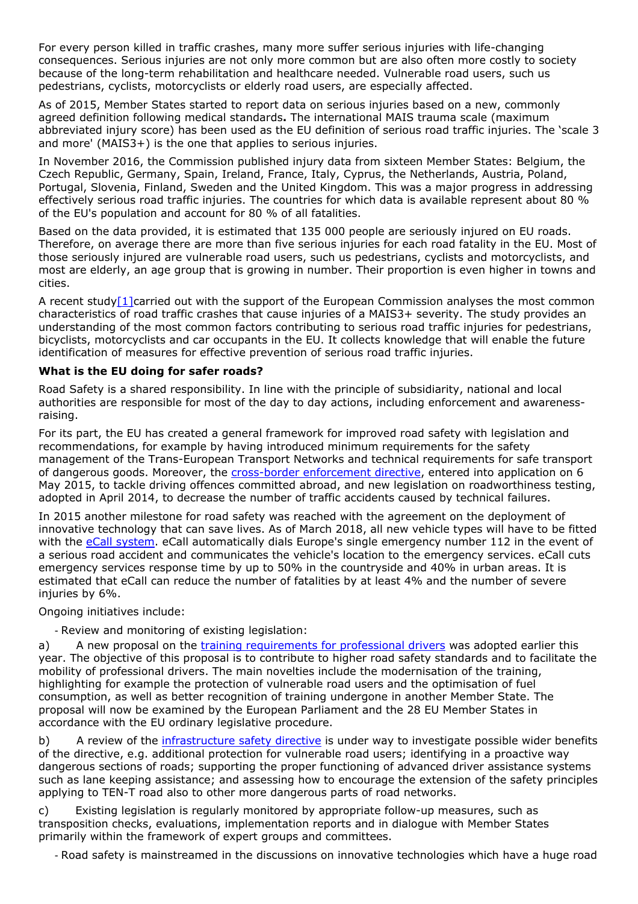For every person killed in traffic crashes, many more suffer serious injuries with life-changing consequences. Serious injuries are not only more common but are also often more costly to society because of the long-term rehabilitation and healthcare needed. Vulnerable road users, such us pedestrians, cyclists, motorcyclists or elderly road users, are especially affected.

As of 2015, Member States started to report data on serious injuries based on a new, commonly agreed definition following medical standards**.** The international MAIS trauma scale (maximum abbreviated injury score) has been used as the EU definition of serious road traffic injuries. The 'scale 3 and more' (MAIS3+) is the one that applies to serious injuries.

In November 2016, the Commission published injury data from sixteen Member States: Belgium, the Czech Republic, Germany, Spain, Ireland, France, Italy, Cyprus, the Netherlands, Austria, Poland, Portugal, Slovenia, Finland, Sweden and the United Kingdom. This was a major progress in addressing effectively serious road traffic injuries. The countries for which data is available represent about 80 % of the EU's population and account for 80 % of all fatalities.

Based on the data provided, it is estimated that 135 000 people are seriously injured on EU roads. Therefore, on average there are more than five serious injuries for each road fatality in the EU. Most of those seriously injured are vulnerable road users, such us pedestrians, cyclists and motorcyclists, and most are elderly, an age group that is growing in number. Their proportion is even higher in towns and cities.

A recent study[1]carried out with the support of the European Commission analyses the most common characteristics of road traffic crashes that cause injuries of a MAIS3+ severity. The study provides an understanding of the most common factors contributing to serious road traffic injuries for pedestrians, bicyclists, motorcyclists and car occupants in the EU. It collects knowledge that will enable the future identification of measures for effective prevention of serious road traffic injuries.

**What is the EU doing for safer roads?**

Road Safety is a shared responsibility. In line with the principle of subsidiarity, national and local authorities are responsible for most of the day to day actions, including enforcement and awareness-raising.

For its part, the EU has created a general framework for improved road safety with legislation and recommendations, for example by having introduced minimum requirements for the safety management of the Trans-European Transport Networks and technical requirements for safe transport of dangerous goods. Moreover, the cross-border enforcement directive, entered into application on 6 May 2015, to tackle driving offences committed abroad, and new legislation on roadworthiness testing, adopted in April 2014, to decrease the number of traffic accidents caused by technical failures.

In 2015 another milestone for road safety was reached with the agreement on the deployment of innovative technology that can save lives. As of March 2018, all new vehicle types will have to be fitted with the eCall system. eCall automatically dials Europe's single emergency number 112 in the event of a serious road accident and communicates the vehicle's location to the emergency services. eCall cuts emergency services response time by up to 50% in the countryside and 40% in urban areas. It is estimated that eCall can reduce the number of fatalities by at least 4% and the number of severe injuries by 6%.

Ongoing initiatives include:

- Review and monitoring of existing legislation:

a) A new proposal on the training requirements for professional drivers was adopted earlier this year. The objective of this proposal is to contribute to higher road safety standards and to facilitate the mobility of professional drivers. The main novelties include the modernisation of the training, highlighting for example the protection of vulnerable road users and the optimisation of fuel consumption, as well as better recognition of training undergone in another EU Member State. The proposal will now be examined by the European Parliament and the 28 EU Member States in accordance with the EU ordinary legislative procedure.

b) A review of the infrastructure safety directive is under way to investigate possible wider benefits of the directive, e.g. additional protection for vulnerable road users; identifying in a proactive way dangerous sections of roads; supporting the proper functioning of advanced driver assistance systems such as lane keeping assistance; and assessing how to encourage the extension of the safety principles applying to TEN-T road also to other more dangerous parts of road networks.

c) Existing legislation is regularly monitored by appropriate follow-up measures, such as transposition checks, evaluations, implementation reports and in dialogue with Member States primarily within the framework of expert groups and committees.

- Road safety is mainstreamed in the discussions on innovative technologies which have a huge road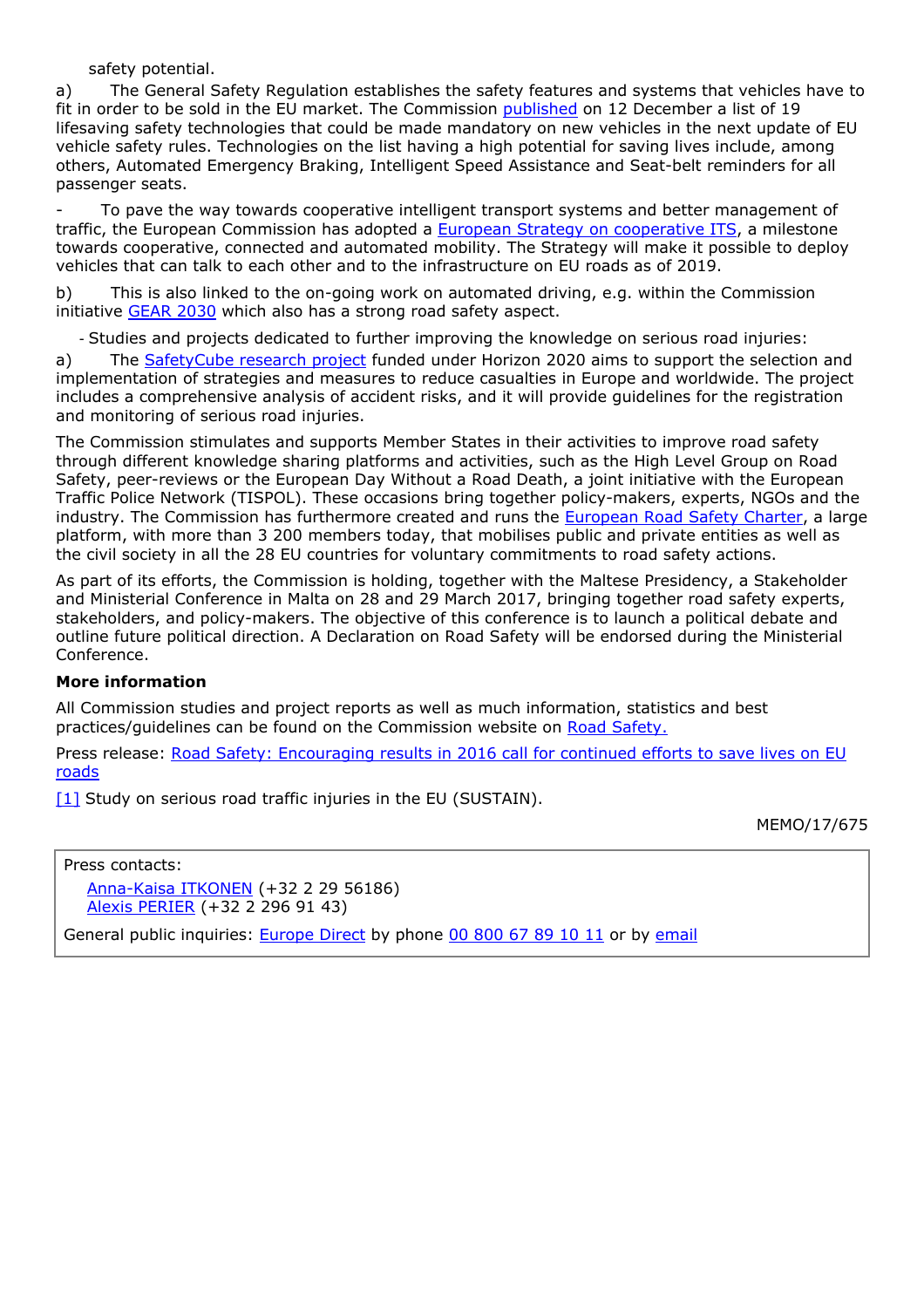safety potential.

a) The General Safety Regulation establishes the safety features and systems that vehicles have to fit in order to be sold in the EU market. The Commission published on 12 December a list of 19 lifesaving safety technologies that could be made mandatory on new vehicles in the next update of EU vehicle safety rules. Technologies on the list having a high potential for saving lives include, among others, Automated Emergency Braking, Intelligent Speed Assistance and Seat-belt reminders for all passenger seats.

- To pave the way towards cooperative intelligent transport systems and better management of traffic, the European Commission has adopted a European Strategy on cooperative ITS, a milestone towards cooperative, connected and automated mobility. The Strategy will make it possible to deploy vehicles that can talk to each other and to the infrastructure on EU roads as of 2019.

b) This is also linked to the on-going work on automated driving, e.g. within the Commission initiative GEAR 2030 which also has a strong road safety aspect.

- Studies and projects dedicated to further improving the knowledge on serious road injuries:

a) The SafetyCube research project funded under Horizon 2020 aims to support the selection and implementation of strategies and measures to reduce casualties in Europe and worldwide. The project includes a comprehensive analysis of accident risks, and it will provide guidelines for the registration and monitoring of serious road injuries.

The Commission stimulates and supports Member States in their activities to improve road safety through different knowledge sharing platforms and activities, such as the High Level Group on Road Safety, peer-reviews or the European Day Without a Road Death, a joint initiative with the European Traffic Police Network (TISPOL). These occasions bring together policy-makers, experts, NGOs and the industry. The Commission has furthermore created and runs the European Road Safety Charter, a large platform, with more than 3 200 members today, that mobilises public and private entities as well as the civil society in all the 28 EU countries for voluntary commitments to road safety actions.

As part of its efforts, the Commission is holding, together with the Maltese Presidency, a Stakeholder and Ministerial Conference in Malta on 28 and 29 March 2017, bringing together road safety experts, stakeholders, and policy-makers. The objective of this conference is to launch a political debate and outline future political direction. A Declaration on Road Safety will be endorsed during the Ministerial Conference.

**More information**

All Commission studies and project reports as well as much information, statistics and best practices/guidelines can be found on the Commission website on Road Safety.

Press release: Road Safety: Encouraging results in 2016 call for continued efforts to save lives on EU roads

[1] Study on serious road traffic injuries in the EU (SUSTAIN).

MEMO/17/675

Press contacts:

Anna-Kaisa ITKONEN (+32 2 29 56186)
Alexis PERIER (+32 2 296 91 43)

General public inquiries: Europe Direct by phone 00 800 67 89 10 11 or by email